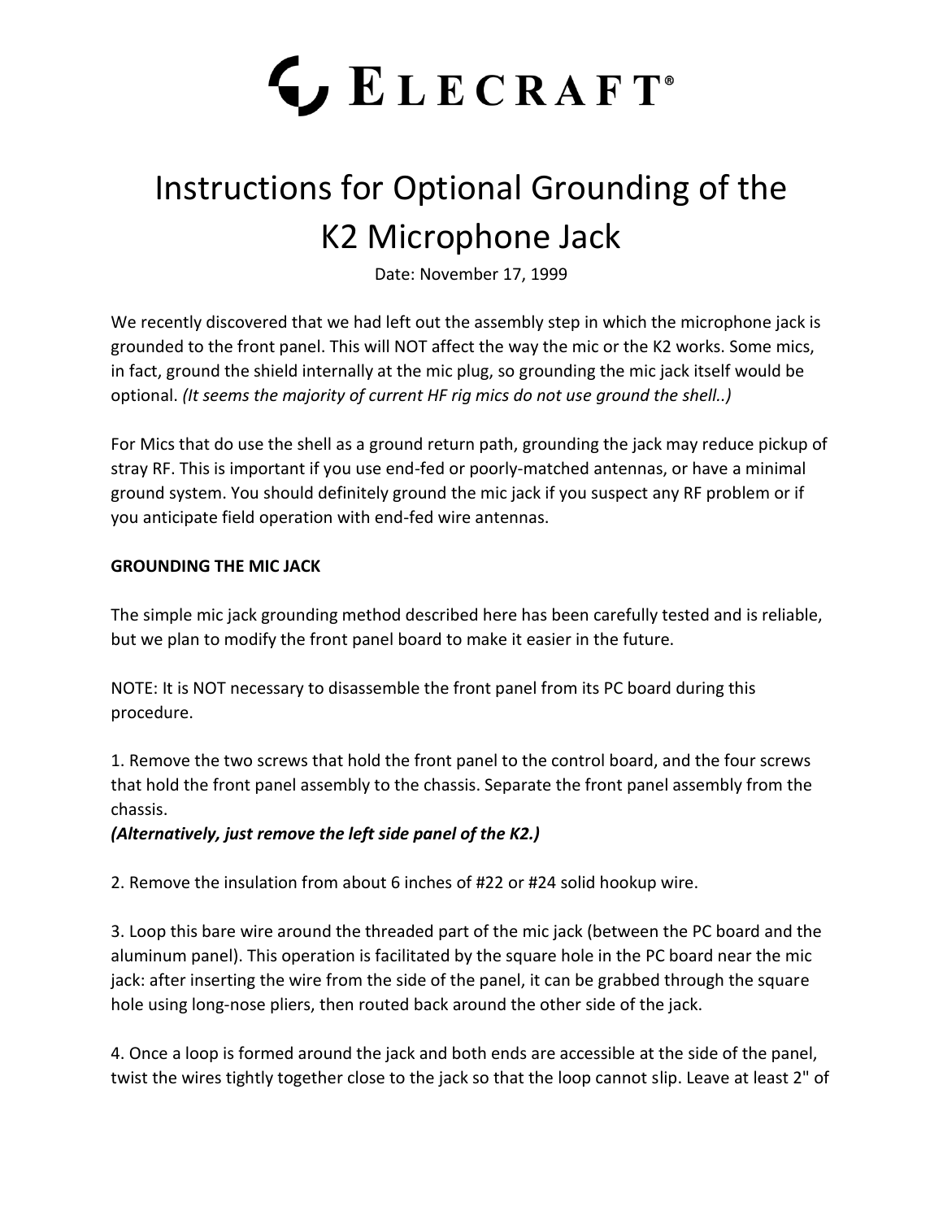# ELECRAFT®

# Instructions for Optional Grounding of the K2 Microphone Jack

Date: November 17, 1999

We recently discovered that we had left out the assembly step in which the microphone jack is grounded to the front panel. This will NOT affect the way the mic or the K2 works. Some mics, in fact, ground the shield internally at the mic plug, so grounding the mic jack itself would be optional. *(It seems the majority of current HF rig mics do not use ground the shell..)*

For Mics that do use the shell as a ground return path, grounding the jack may reduce pickup of stray RF. This is important if you use end-fed or poorly-matched antennas, or have a minimal ground system. You should definitely ground the mic jack if you suspect any RF problem or if you anticipate field operation with end-fed wire antennas.

**GROUNDING THE MIC JACK**

The simple mic jack grounding method described here has been carefully tested and is reliable, but we plan to modify the front panel board to make it easier in the future.

NOTE: It is NOT necessary to disassemble the front panel from its PC board during this procedure.

1. Remove the two screws that hold the front panel to the control board, and the four screws that hold the front panel assembly to the chassis. Separate the front panel assembly from the chassis.
***(Alternatively, just remove the left side panel of the K2.)***

2. Remove the insulation from about 6 inches of #22 or #24 solid hookup wire.

3. Loop this bare wire around the threaded part of the mic jack (between the PC board and the aluminum panel). This operation is facilitated by the square hole in the PC board near the mic jack: after inserting the wire from the side of the panel, it can be grabbed through the square hole using long-nose pliers, then routed back around the other side of the jack.

4. Once a loop is formed around the jack and both ends are accessible at the side of the panel, twist the wires tightly together close to the jack so that the loop cannot slip. Leave at least 2" of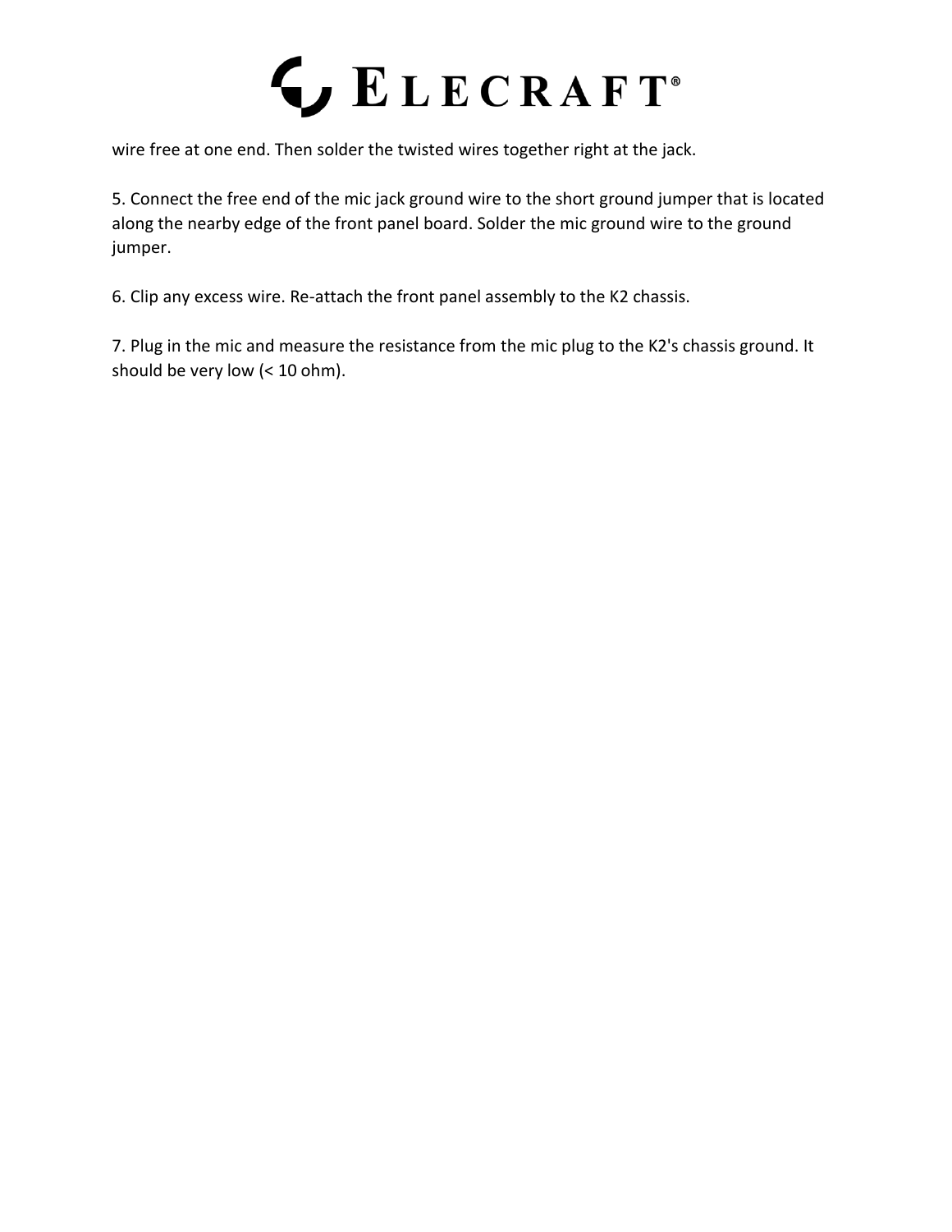wire free at one end. Then solder the twisted wires together right at the jack.

5. Connect the free end of the mic jack ground wire to the short ground jumper that is located along the nearby edge of the front panel board. Solder the mic ground wire to the ground jumper.

6. Clip any excess wire. Re-attach the front panel assembly to the K2 chassis.

7. Plug in the mic and measure the resistance from the mic plug to the K2's chassis ground. It should be very low (< 10 ohm).